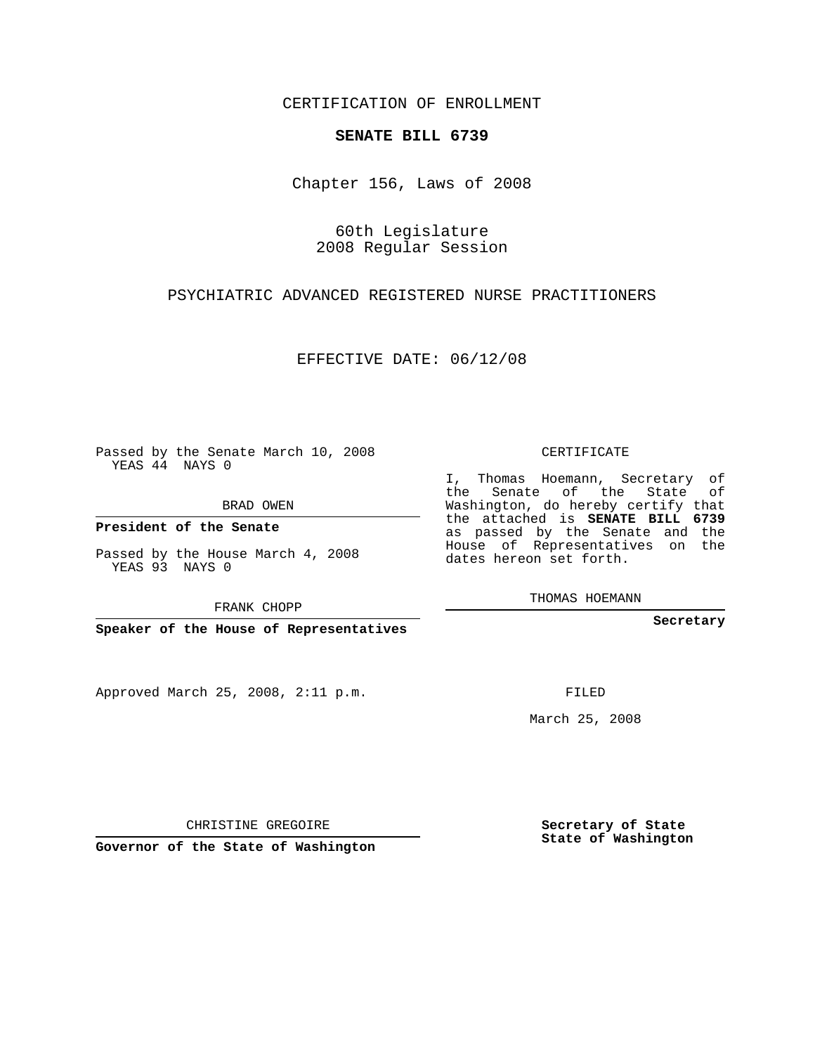CERTIFICATION OF ENROLLMENT

**SENATE BILL 6739**

Chapter 156, Laws of 2008

60th Legislature
2008 Regular Session

PSYCHIATRIC ADVANCED REGISTERED NURSE PRACTITIONERS

EFFECTIVE DATE: 06/12/08

Passed by the Senate March 10, 2008
YEAS 44 NAYS 0

BRAD OWEN

**President of the Senate**

Passed by the House March 4, 2008
YEAS 93 NAYS 0

FRANK CHOPP

**Speaker of the House of Representatives**

CERTIFICATE

I, Thomas Hoemann, Secretary of the Senate of the State of Washington, do hereby certify that the attached is **SENATE BILL 6739** as passed by the Senate and the House of Representatives on the dates hereon set forth.

THOMAS HOEMANN

**Secretary**

Approved March 25, 2008, 2:11 p.m.

FILED

March 25, 2008

CHRISTINE GREGOIRE

**Governor of the State of Washington**

**Secretary of State**
**State of Washington**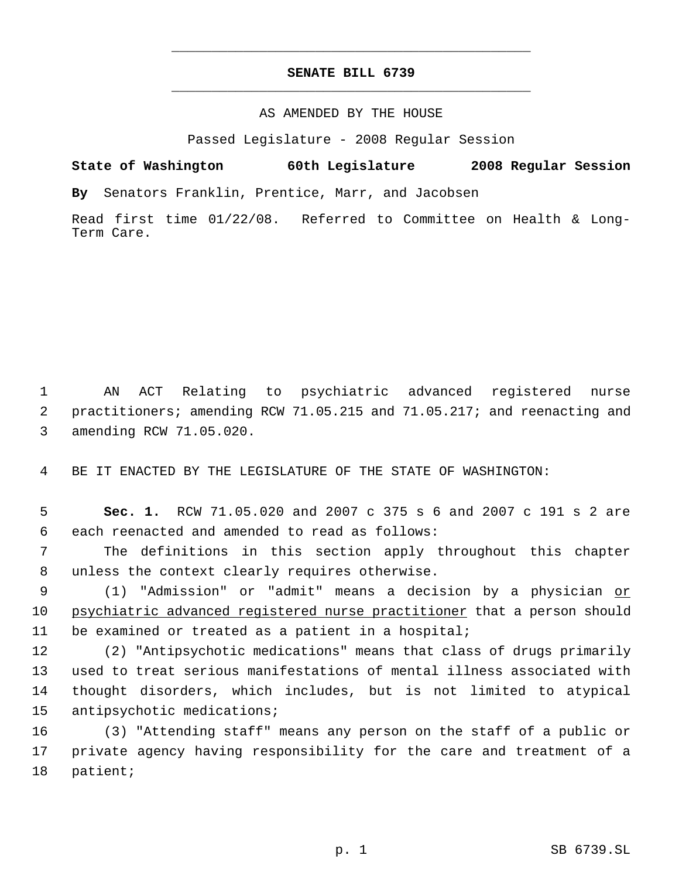# SENATE BILL 6739

AS AMENDED BY THE HOUSE

Passed Legislature - 2008 Regular Session

**State of Washington 60th Legislature 2008 Regular Session**

**By** Senators Franklin, Prentice, Marr, and Jacobsen

Read first time 01/22/08. Referred to Committee on Health & Long-Term Care.

AN ACT Relating to psychiatric advanced registered nurse practitioners; amending RCW 71.05.215 and 71.05.217; and reenacting and amending RCW 71.05.020.

BE IT ENACTED BY THE LEGISLATURE OF THE STATE OF WASHINGTON:

**Sec. 1.** RCW 71.05.020 and 2007 c 375 s 6 and 2007 c 191 s 2 are each reenacted and amended to read as follows:

The definitions in this section apply throughout this chapter unless the context clearly requires otherwise.

(1) "Admission" or "admit" means a decision by a physician <u>or psychiatric advanced registered nurse practitioner</u> that a person should be examined or treated as a patient in a hospital;

(2) "Antipsychotic medications" means that class of drugs primarily used to treat serious manifestations of mental illness associated with thought disorders, which includes, but is not limited to atypical antipsychotic medications;

(3) "Attending staff" means any person on the staff of a public or private agency having responsibility for the care and treatment of a patient;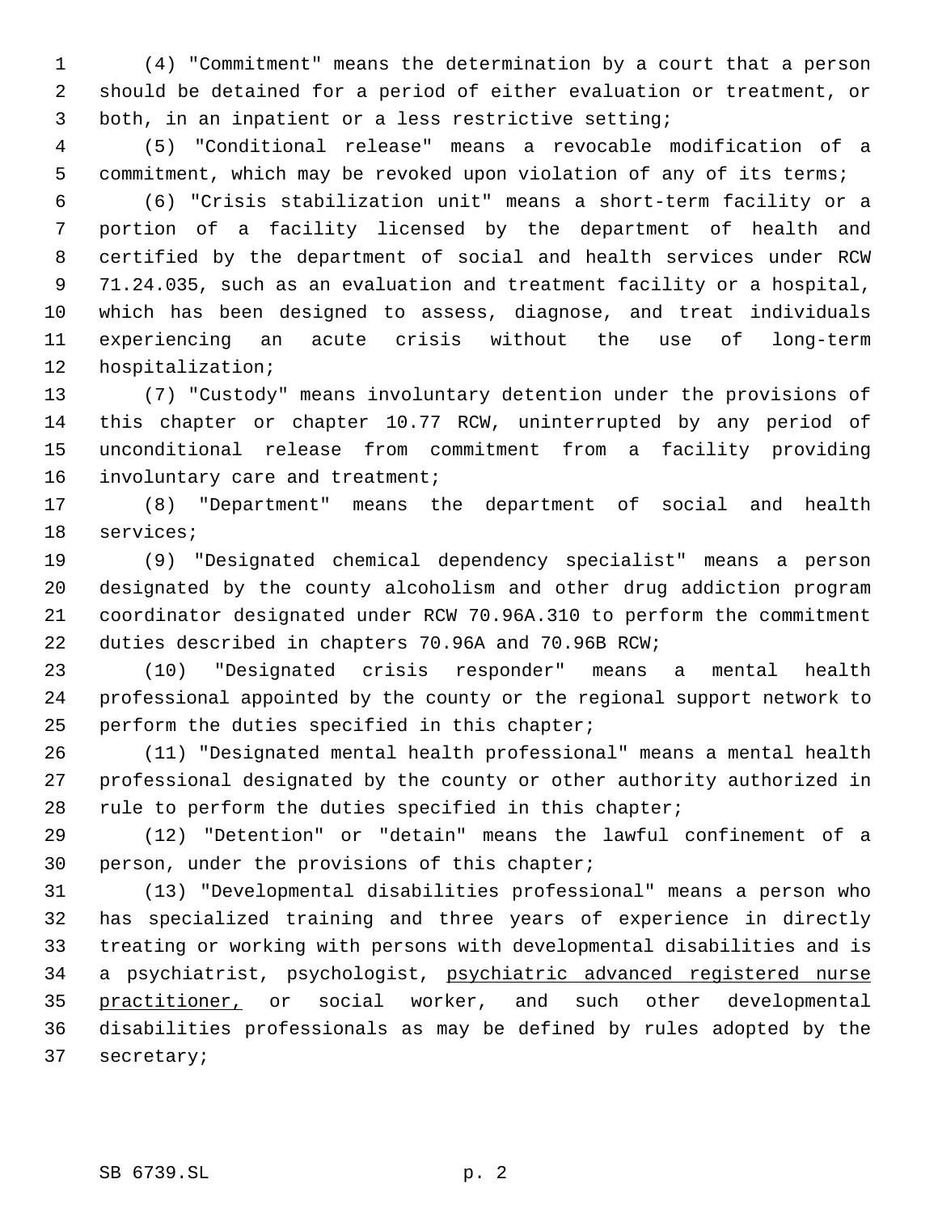(4) "Commitment" means the determination by a court that a person should be detained for a period of either evaluation or treatment, or both, in an inpatient or a less restrictive setting;

(5) "Conditional release" means a revocable modification of a commitment, which may be revoked upon violation of any of its terms;

(6) "Crisis stabilization unit" means a short-term facility or a portion of a facility licensed by the department of health and certified by the department of social and health services under RCW 71.24.035, such as an evaluation and treatment facility or a hospital, which has been designed to assess, diagnose, and treat individuals experiencing an acute crisis without the use of long-term hospitalization;

(7) "Custody" means involuntary detention under the provisions of this chapter or chapter 10.77 RCW, uninterrupted by any period of unconditional release from commitment from a facility providing involuntary care and treatment;

(8) "Department" means the department of social and health services;

(9) "Designated chemical dependency specialist" means a person designated by the county alcoholism and other drug addiction program coordinator designated under RCW 70.96A.310 to perform the commitment duties described in chapters 70.96A and 70.96B RCW;

(10) "Designated crisis responder" means a mental health professional appointed by the county or the regional support network to perform the duties specified in this chapter;

(11) "Designated mental health professional" means a mental health professional designated by the county or other authority authorized in rule to perform the duties specified in this chapter;

(12) "Detention" or "detain" means the lawful confinement of a person, under the provisions of this chapter;

(13) "Developmental disabilities professional" means a person who has specialized training and three years of experience in directly treating or working with persons with developmental disabilities and is a psychiatrist, psychologist, <u>psychiatric advanced registered nurse practitioner,</u> or social worker, and such other developmental disabilities professionals as may be defined by rules adopted by the secretary;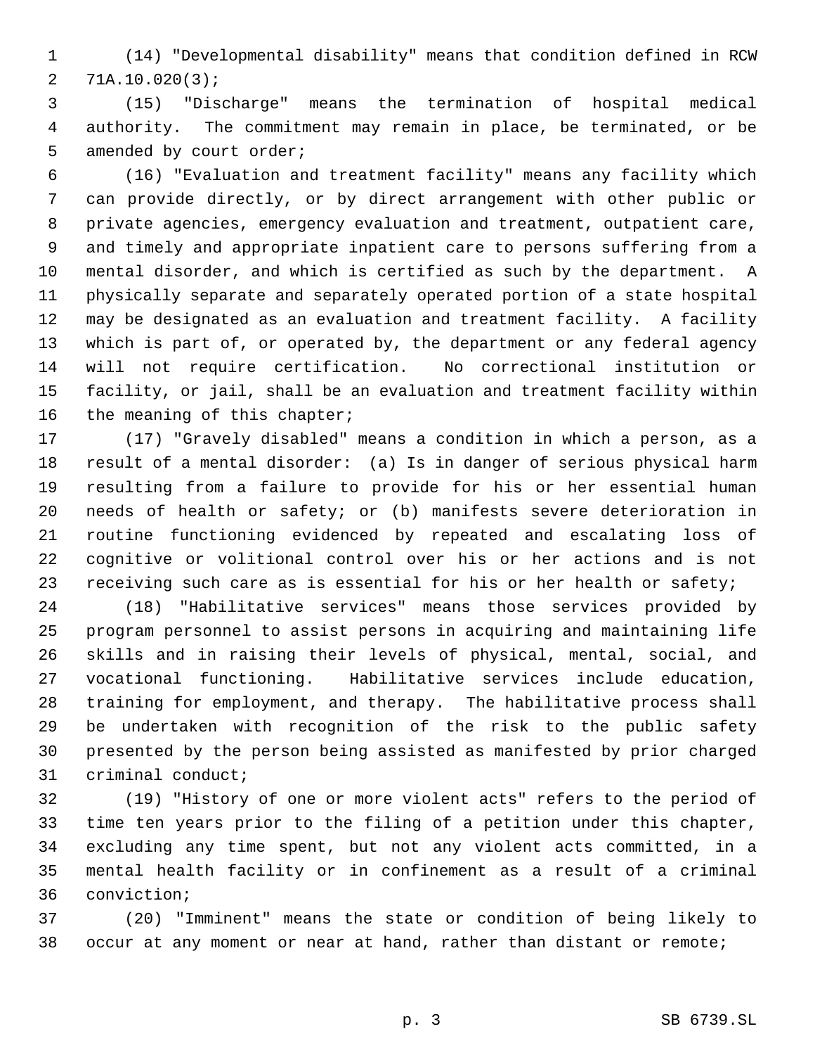(14) "Developmental disability" means that condition defined in RCW 71A.10.020(3);

(15) "Discharge" means the termination of hospital medical authority. The commitment may remain in place, be terminated, or be amended by court order;

(16) "Evaluation and treatment facility" means any facility which can provide directly, or by direct arrangement with other public or private agencies, emergency evaluation and treatment, outpatient care, and timely and appropriate inpatient care to persons suffering from a mental disorder, and which is certified as such by the department. A physically separate and separately operated portion of a state hospital may be designated as an evaluation and treatment facility. A facility which is part of, or operated by, the department or any federal agency will not require certification. No correctional institution or facility, or jail, shall be an evaluation and treatment facility within the meaning of this chapter;

(17) "Gravely disabled" means a condition in which a person, as a result of a mental disorder: (a) Is in danger of serious physical harm resulting from a failure to provide for his or her essential human needs of health or safety; or (b) manifests severe deterioration in routine functioning evidenced by repeated and escalating loss of cognitive or volitional control over his or her actions and is not receiving such care as is essential for his or her health or safety;

(18) "Habilitative services" means those services provided by program personnel to assist persons in acquiring and maintaining life skills and in raising their levels of physical, mental, social, and vocational functioning. Habilitative services include education, training for employment, and therapy. The habilitative process shall be undertaken with recognition of the risk to the public safety presented by the person being assisted as manifested by prior charged criminal conduct;

(19) "History of one or more violent acts" refers to the period of time ten years prior to the filing of a petition under this chapter, excluding any time spent, but not any violent acts committed, in a mental health facility or in confinement as a result of a criminal conviction;

(20) "Imminent" means the state or condition of being likely to occur at any moment or near at hand, rather than distant or remote;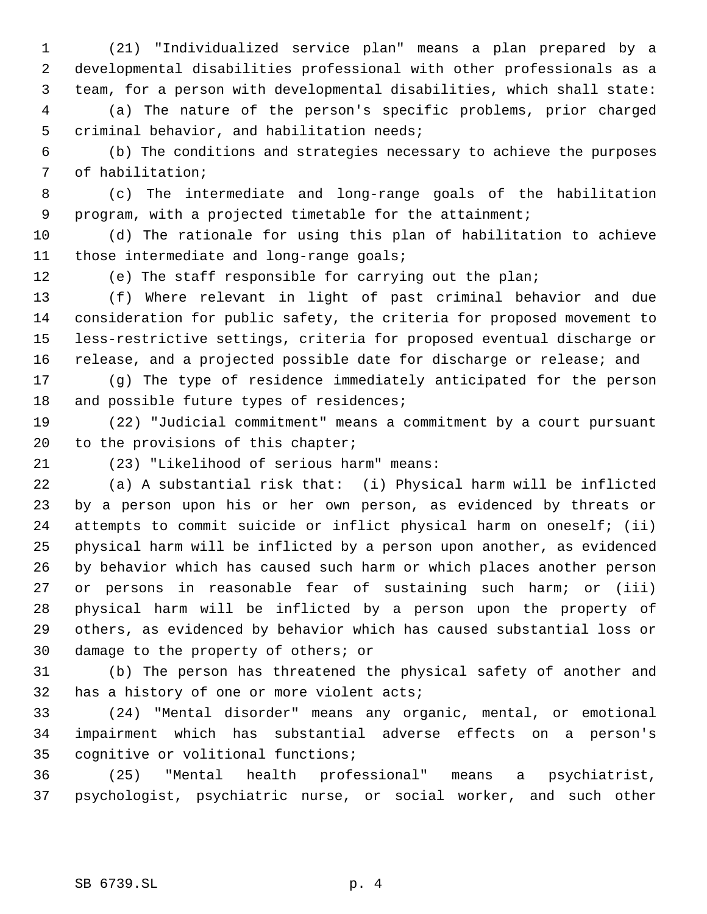(21) "Individualized service plan" means a plan prepared by a developmental disabilities professional with other professionals as a team, for a person with developmental disabilities, which shall state:

(a) The nature of the person's specific problems, prior charged criminal behavior, and habilitation needs;

(b) The conditions and strategies necessary to achieve the purposes of habilitation;

(c) The intermediate and long-range goals of the habilitation program, with a projected timetable for the attainment;

(d) The rationale for using this plan of habilitation to achieve those intermediate and long-range goals;

(e) The staff responsible for carrying out the plan;

(f) Where relevant in light of past criminal behavior and due consideration for public safety, the criteria for proposed movement to less-restrictive settings, criteria for proposed eventual discharge or release, and a projected possible date for discharge or release; and

(g) The type of residence immediately anticipated for the person and possible future types of residences;

(22) "Judicial commitment" means a commitment by a court pursuant to the provisions of this chapter;

(23) "Likelihood of serious harm" means:

(a) A substantial risk that: (i) Physical harm will be inflicted by a person upon his or her own person, as evidenced by threats or attempts to commit suicide or inflict physical harm on oneself; (ii) physical harm will be inflicted by a person upon another, as evidenced by behavior which has caused such harm or which places another person or persons in reasonable fear of sustaining such harm; or (iii) physical harm will be inflicted by a person upon the property of others, as evidenced by behavior which has caused substantial loss or damage to the property of others; or

(b) The person has threatened the physical safety of another and has a history of one or more violent acts;

(24) "Mental disorder" means any organic, mental, or emotional impairment which has substantial adverse effects on a person's cognitive or volitional functions;

(25) "Mental health professional" means a psychiatrist, psychologist, psychiatric nurse, or social worker, and such other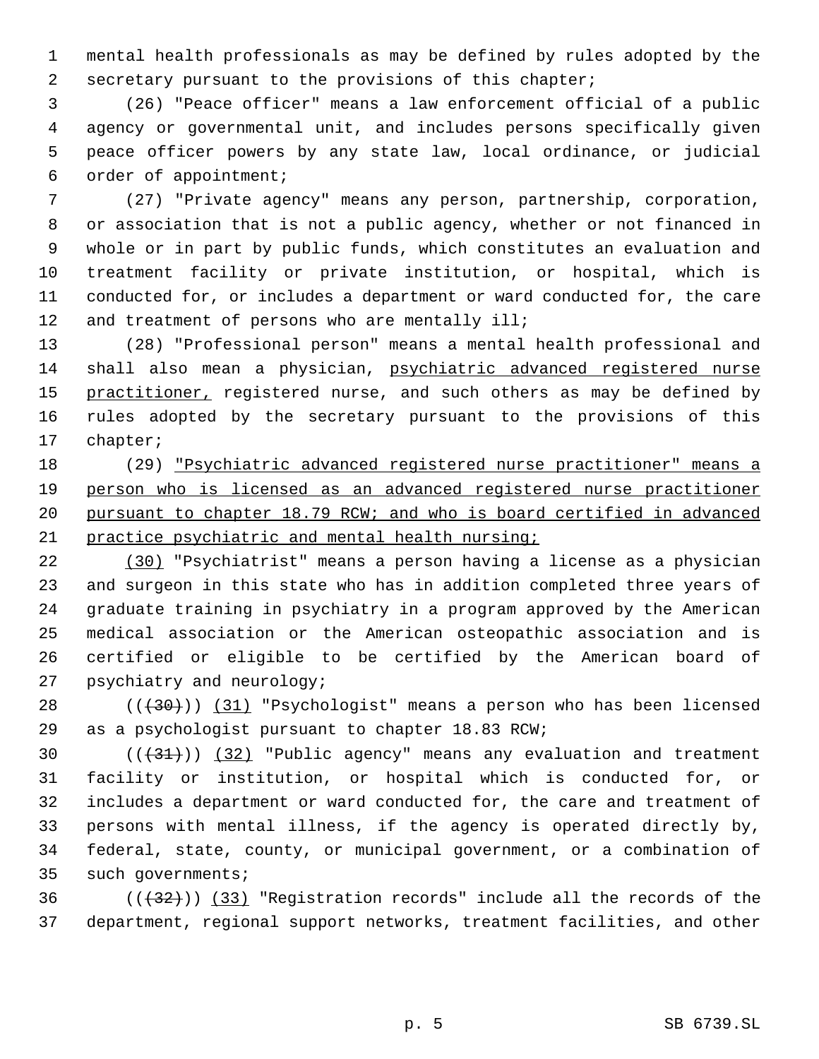mental health professionals as may be defined by rules adopted by the secretary pursuant to the provisions of this chapter;

(26) "Peace officer" means a law enforcement official of a public agency or governmental unit, and includes persons specifically given peace officer powers by any state law, local ordinance, or judicial order of appointment;

(27) "Private agency" means any person, partnership, corporation, or association that is not a public agency, whether or not financed in whole or in part by public funds, which constitutes an evaluation and treatment facility or private institution, or hospital, which is conducted for, or includes a department or ward conducted for, the care and treatment of persons who are mentally ill;

(28) "Professional person" means a mental health professional and shall also mean a physician, psychiatric advanced registered nurse practitioner, registered nurse, and such others as may be defined by rules adopted by the secretary pursuant to the provisions of this chapter;

(29) "Psychiatric advanced registered nurse practitioner" means a person who is licensed as an advanced registered nurse practitioner pursuant to chapter 18.79 RCW; and who is board certified in advanced practice psychiatric and mental health nursing;

(30) "Psychiatrist" means a person having a license as a physician and surgeon in this state who has in addition completed three years of graduate training in psychiatry in a program approved by the American medical association or the American osteopathic association and is certified or eligible to be certified by the American board of psychiatry and neurology;

(((30))) (31) "Psychologist" means a person who has been licensed as a psychologist pursuant to chapter 18.83 RCW;

(((31))) (32) "Public agency" means any evaluation and treatment facility or institution, or hospital which is conducted for, or includes a department or ward conducted for, the care and treatment of persons with mental illness, if the agency is operated directly by, federal, state, county, or municipal government, or a combination of such governments;

(((32))) (33) "Registration records" include all the records of the department, regional support networks, treatment facilities, and other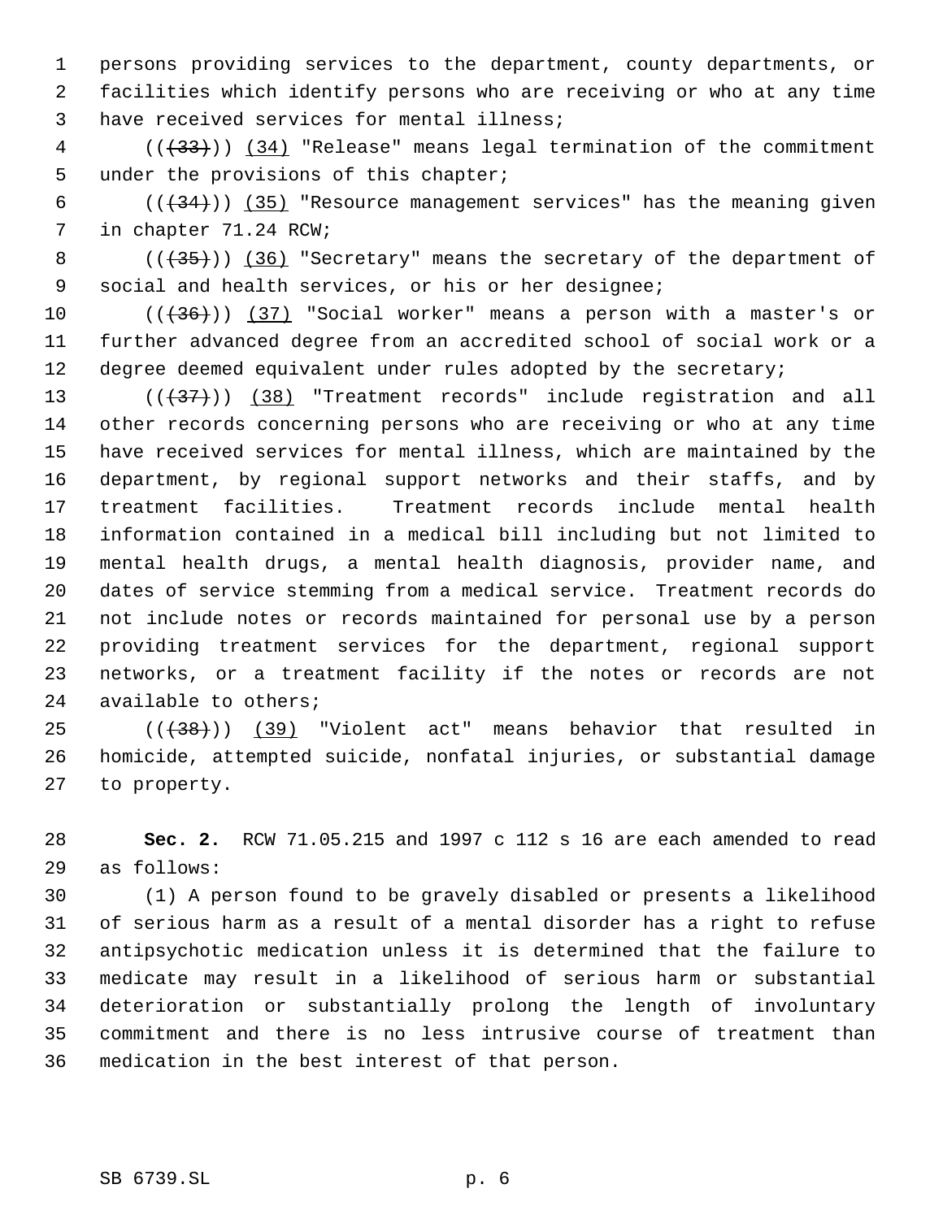persons providing services to the department, county departments, or facilities which identify persons who are receiving or who at any time have received services for mental illness;

((~~(33)~~)) (34) "Release" means legal termination of the commitment under the provisions of this chapter;

((~~(34)~~)) (35) "Resource management services" has the meaning given in chapter 71.24 RCW;

((~~(35)~~)) (36) "Secretary" means the secretary of the department of social and health services, or his or her designee;

((~~(36)~~)) (37) "Social worker" means a person with a master's or further advanced degree from an accredited school of social work or a degree deemed equivalent under rules adopted by the secretary;

((~~(37)~~)) (38) "Treatment records" include registration and all other records concerning persons who are receiving or who at any time have received services for mental illness, which are maintained by the department, by regional support networks and their staffs, and by treatment facilities. Treatment records include mental health information contained in a medical bill including but not limited to mental health drugs, a mental health diagnosis, provider name, and dates of service stemming from a medical service. Treatment records do not include notes or records maintained for personal use by a person providing treatment services for the department, regional support networks, or a treatment facility if the notes or records are not available to others;

((~~(38)~~)) (39) "Violent act" means behavior that resulted in homicide, attempted suicide, nonfatal injuries, or substantial damage to property.

**Sec. 2.** RCW 71.05.215 and 1997 c 112 s 16 are each amended to read as follows:

(1) A person found to be gravely disabled or presents a likelihood of serious harm as a result of a mental disorder has a right to refuse antipsychotic medication unless it is determined that the failure to medicate may result in a likelihood of serious harm or substantial deterioration or substantially prolong the length of involuntary commitment and there is no less intrusive course of treatment than medication in the best interest of that person.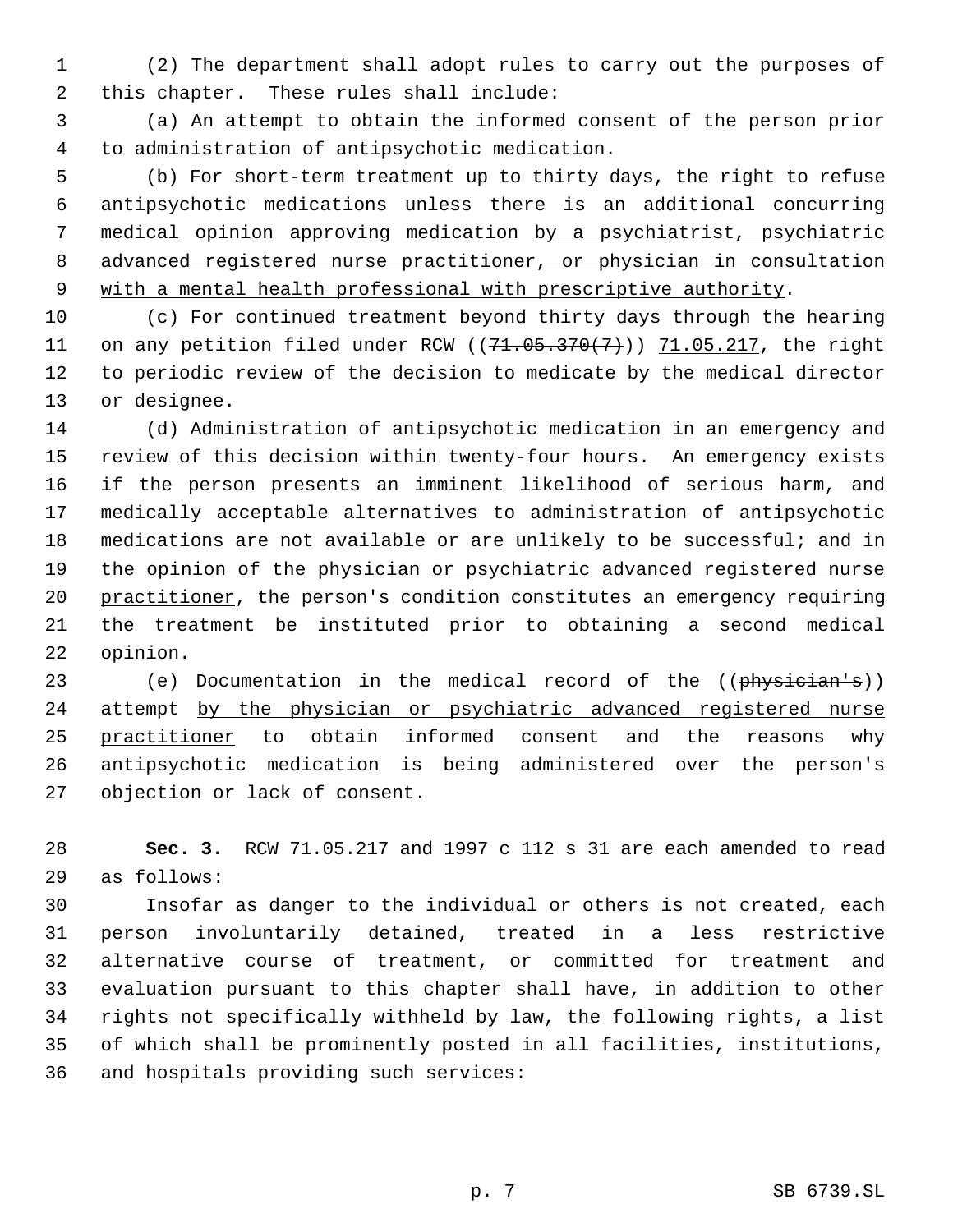(2) The department shall adopt rules to carry out the purposes of this chapter. These rules shall include:

(a) An attempt to obtain the informed consent of the person prior to administration of antipsychotic medication.

(b) For short-term treatment up to thirty days, the right to refuse antipsychotic medications unless there is an additional concurring medical opinion approving medication <u>by a psychiatrist, psychiatric advanced registered nurse practitioner, or physician in consultation with a mental health professional with prescriptive authority</u>.

(c) For continued treatment beyond thirty days through the hearing on any petition filed under RCW ((~~71.05.370(7)~~)) <u>71.05.217</u>, the right to periodic review of the decision to medicate by the medical director or designee.

(d) Administration of antipsychotic medication in an emergency and review of this decision within twenty-four hours. An emergency exists if the person presents an imminent likelihood of serious harm, and medically acceptable alternatives to administration of antipsychotic medications are not available or are unlikely to be successful; and in the opinion of the physician <u>or psychiatric advanced registered nurse practitioner</u>, the person's condition constitutes an emergency requiring the treatment be instituted prior to obtaining a second medical opinion.

(e) Documentation in the medical record of the ((~~physician's~~)) attempt <u>by the physician or psychiatric advanced registered nurse practitioner</u> to obtain informed consent and the reasons why antipsychotic medication is being administered over the person's objection or lack of consent.

**Sec. 3.** RCW 71.05.217 and 1997 c 112 s 31 are each amended to read as follows:

Insofar as danger to the individual or others is not created, each person involuntarily detained, treated in a less restrictive alternative course of treatment, or committed for treatment and evaluation pursuant to this chapter shall have, in addition to other rights not specifically withheld by law, the following rights, a list of which shall be prominently posted in all facilities, institutions, and hospitals providing such services: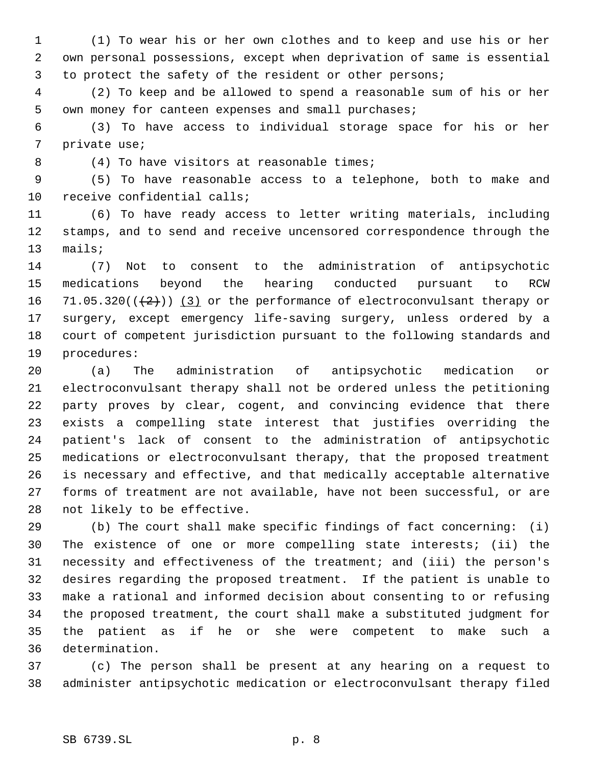(1) To wear his or her own clothes and to keep and use his or her own personal possessions, except when deprivation of same is essential to protect the safety of the resident or other persons;

(2) To keep and be allowed to spend a reasonable sum of his or her own money for canteen expenses and small purchases;

(3) To have access to individual storage space for his or her private use;

(4) To have visitors at reasonable times;

(5) To have reasonable access to a telephone, both to make and receive confidential calls;

(6) To have ready access to letter writing materials, including stamps, and to send and receive uncensored correspondence through the mails;

(7) Not to consent to the administration of antipsychotic medications beyond the hearing conducted pursuant to RCW 71.05.320((~~(2)~~)) (3) or the performance of electroconvulsant therapy or surgery, except emergency life-saving surgery, unless ordered by a court of competent jurisdiction pursuant to the following standards and procedures:

(a) The administration of antipsychotic medication or electroconvulsant therapy shall not be ordered unless the petitioning party proves by clear, cogent, and convincing evidence that there exists a compelling state interest that justifies overriding the patient's lack of consent to the administration of antipsychotic medications or electroconvulsant therapy, that the proposed treatment is necessary and effective, and that medically acceptable alternative forms of treatment are not available, have not been successful, or are not likely to be effective.

(b) The court shall make specific findings of fact concerning: (i) The existence of one or more compelling state interests; (ii) the necessity and effectiveness of the treatment; and (iii) the person's desires regarding the proposed treatment. If the patient is unable to make a rational and informed decision about consenting to or refusing the proposed treatment, the court shall make a substituted judgment for the patient as if he or she were competent to make such a determination.

(c) The person shall be present at any hearing on a request to administer antipsychotic medication or electroconvulsant therapy filed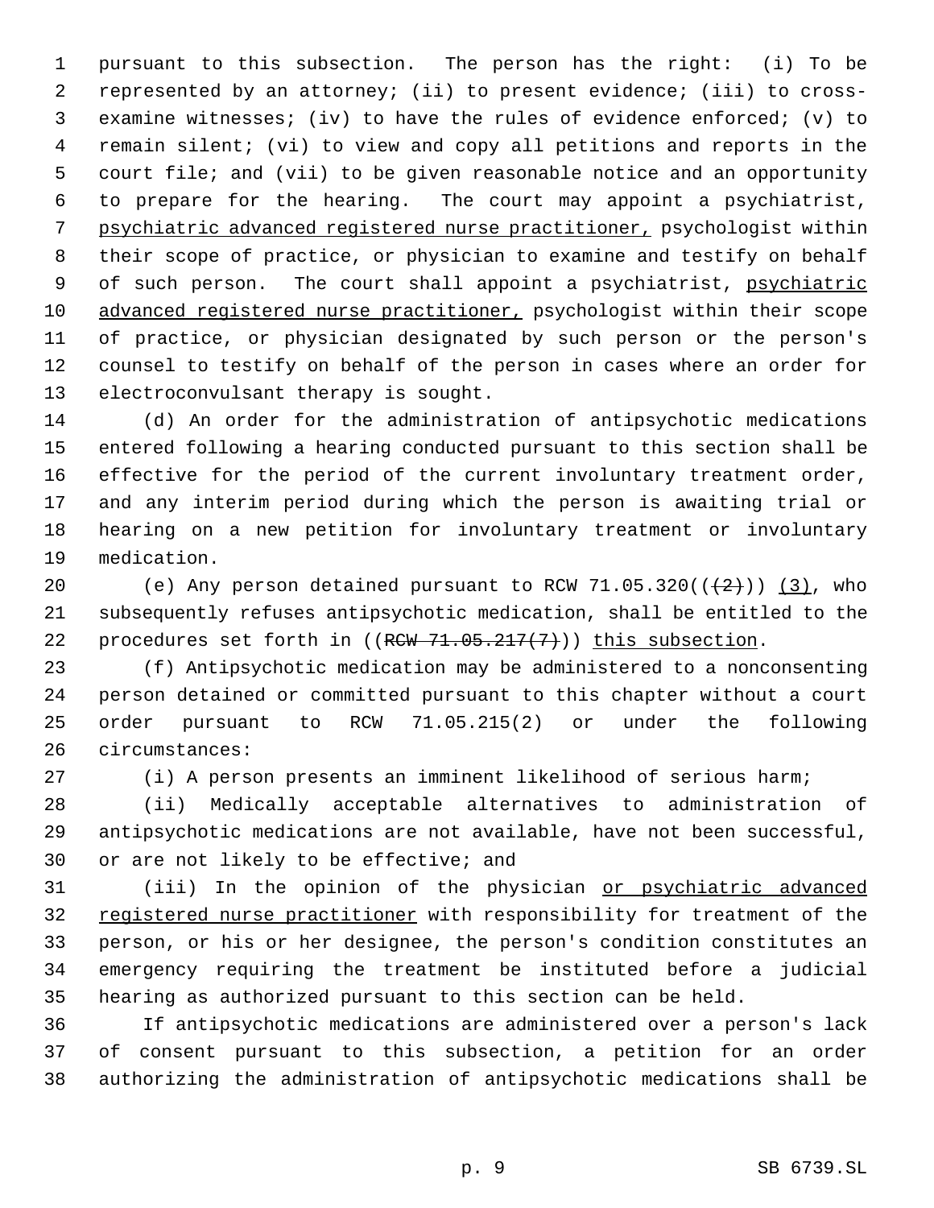pursuant to this subsection. The person has the right: (i) To be represented by an attorney; (ii) to present evidence; (iii) to cross-examine witnesses; (iv) to have the rules of evidence enforced; (v) to remain silent; (vi) to view and copy all petitions and reports in the court file; and (vii) to be given reasonable notice and an opportunity to prepare for the hearing. The court may appoint a psychiatrist, psychiatric advanced registered nurse practitioner, psychologist within their scope of practice, or physician to examine and testify on behalf of such person. The court shall appoint a psychiatrist, psychiatric advanced registered nurse practitioner, psychologist within their scope of practice, or physician designated by such person or the person's counsel to testify on behalf of the person in cases where an order for electroconvulsant therapy is sought.

(d) An order for the administration of antipsychotic medications entered following a hearing conducted pursuant to this section shall be effective for the period of the current involuntary treatment order, and any interim period during which the person is awaiting trial or hearing on a new petition for involuntary treatment or involuntary medication.

(e) Any person detained pursuant to RCW 71.05.320(((2))) (3), who subsequently refuses antipsychotic medication, shall be entitled to the procedures set forth in ((~~RCW 71.05.217(7)~~)) this subsection.

(f) Antipsychotic medication may be administered to a nonconsenting person detained or committed pursuant to this chapter without a court order pursuant to RCW 71.05.215(2) or under the following circumstances:

(i) A person presents an imminent likelihood of serious harm;

(ii) Medically acceptable alternatives to administration of antipsychotic medications are not available, have not been successful, or are not likely to be effective; and

(iii) In the opinion of the physician or psychiatric advanced registered nurse practitioner with responsibility for treatment of the person, or his or her designee, the person's condition constitutes an emergency requiring the treatment be instituted before a judicial hearing as authorized pursuant to this section can be held.

If antipsychotic medications are administered over a person's lack of consent pursuant to this subsection, a petition for an order authorizing the administration of antipsychotic medications shall be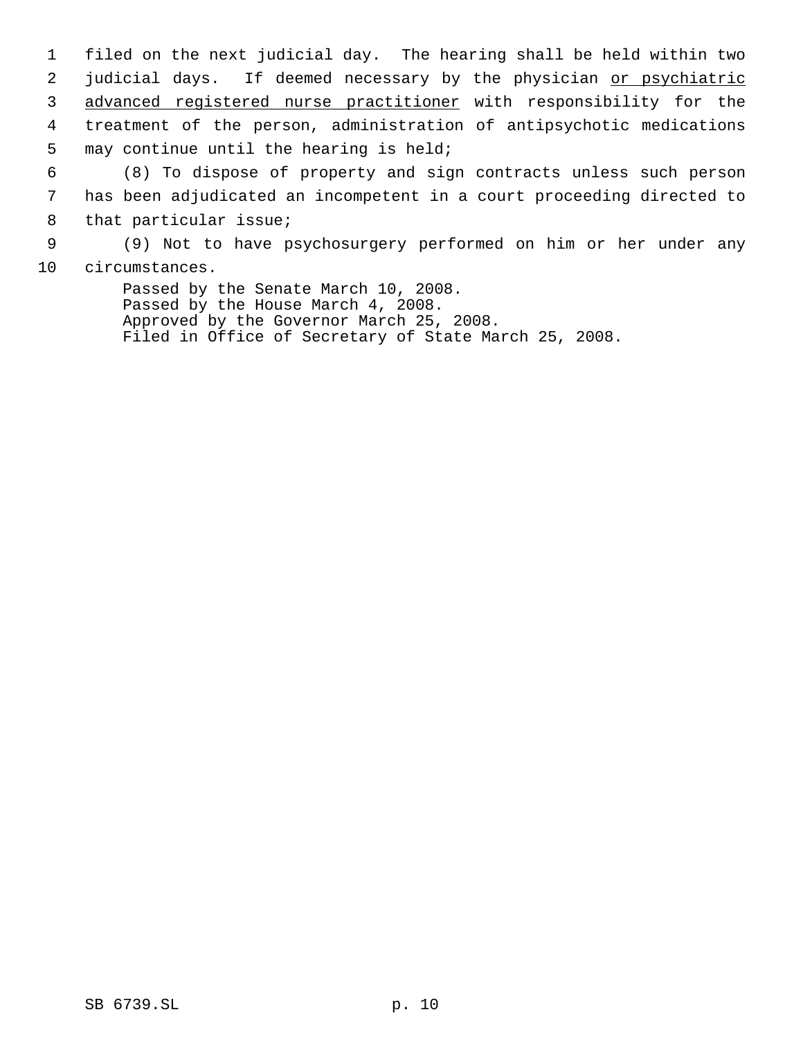filed on the next judicial day. The hearing shall be held within two judicial days. If deemed necessary by the physician <u>or psychiatric advanced registered nurse practitioner</u> with responsibility for the treatment of the person, administration of antipsychotic medications may continue until the hearing is held;

(8) To dispose of property and sign contracts unless such person has been adjudicated an incompetent in a court proceeding directed to that particular issue;

(9) Not to have psychosurgery performed on him or her under any circumstances.

Passed by the Senate March 10, 2008.
Passed by the House March 4, 2008.
Approved by the Governor March 25, 2008.
Filed in Office of Secretary of State March 25, 2008.